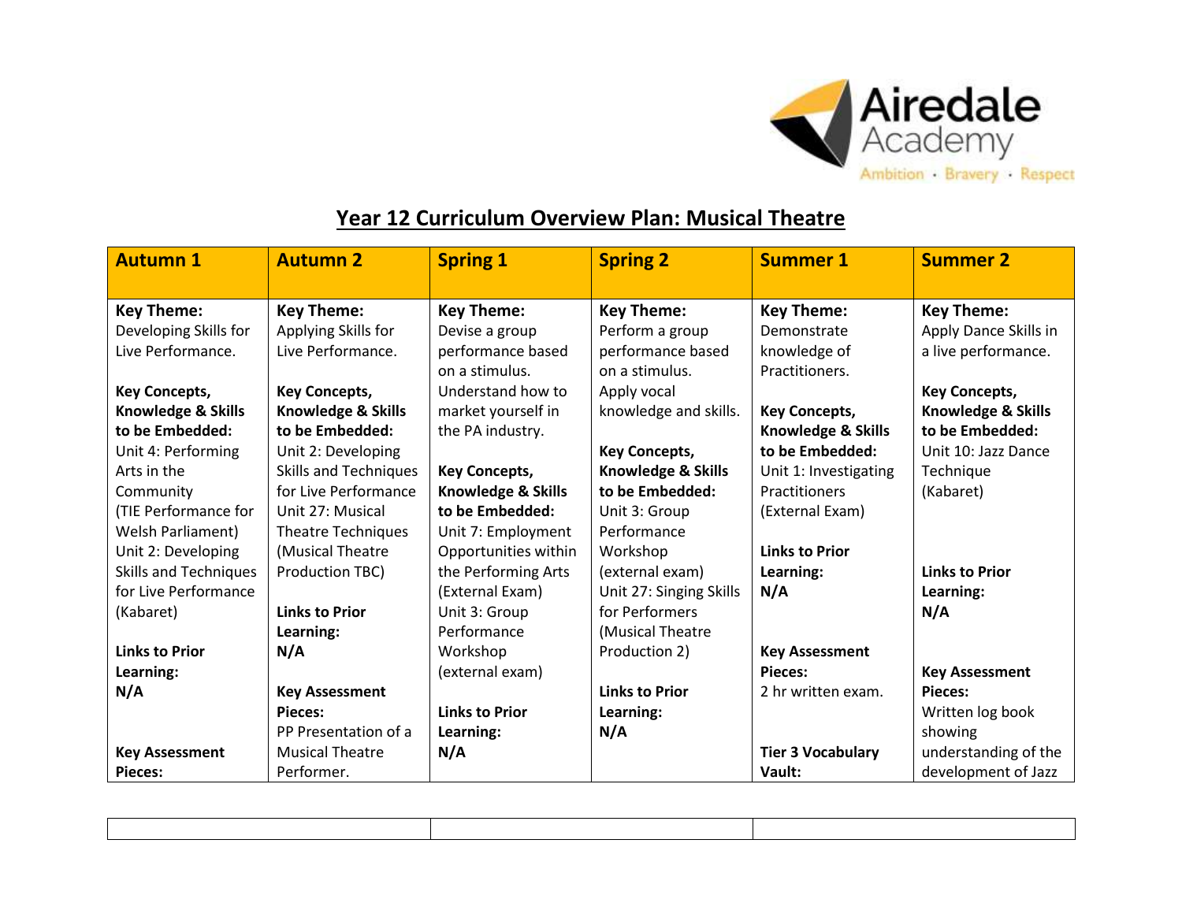# Year 12 Curriculum Overview Plan: Musical Theatre

| Autumn 1 | Autumn 2 | Spring 1 | Spring 2 | Summer 1 | Summer 2 |
|---|---|---|---|---|---|
| **Key Theme:**<br>Developing Skills for Live Performance.<br><br>**Key Concepts, Knowledge & Skills to be Embedded:**<br>Unit 4: Performing Arts in the Community (TIE Performance for Welsh Parliament)<br>Unit 2: Developing Skills and Techniques for Live Performance (Kabaret)<br><br>**Links to Prior Learning:**<br>**N/A**<br><br><br>**Key Assessment Pieces:** | **Key Theme:**<br>Applying Skills for Live Performance.<br><br>**Key Concepts, Knowledge & Skills to be Embedded:**<br>Unit 2: Developing Skills and Techniques for Live Performance<br>Unit 27: Musical Theatre Techniques (Musical Theatre Production TBC)<br><br>**Links to Prior Learning:**<br>**N/A**<br><br>**Key Assessment Pieces:**<br>PP Presentation of a Musical Theatre Performer. | **Key Theme:**<br>Devise a group performance based on a stimulus.<br>Understand how to market yourself in the PA industry.<br><br>**Key Concepts, Knowledge & Skills to be Embedded:**<br>Unit 7: Employment Opportunities within the Performing Arts (External Exam)<br>Unit 3: Group Performance Workshop (external exam)<br><br>**Links to Prior Learning:**<br>**N/A** | **Key Theme:**<br>Perform a group performance based on a stimulus.<br>Apply vocal knowledge and skills.<br><br>**Key Concepts, Knowledge & Skills to be Embedded:**<br>Unit 3: Group Performance Workshop (external exam)<br>Unit 27: Singing Skills for Performers (Musical Theatre Production 2)<br><br>**Links to Prior Learning:**<br>**N/A** | **Key Theme:**<br>Demonstrate knowledge of Practitioners.<br><br>**Key Concepts, Knowledge & Skills to be Embedded:**<br>Unit 1: Investigating Practitioners (External Exam)<br><br>**Links to Prior Learning:**<br>**N/A**<br><br>**Key Assessment Pieces:**<br>2 hr written exam.<br><br>**Tier 3 Vocabulary Vault:** | **Key Theme:**<br>Apply Dance Skills in a live performance.<br><br>**Key Concepts, Knowledge & Skills to be Embedded:**<br>Unit 10: Jazz Dance Technique (Kabaret)<br><br><br>**Links to Prior Learning:**<br>**N/A**<br><br>**Key Assessment Pieces:**<br>Written log book showing understanding of the development of Jazz |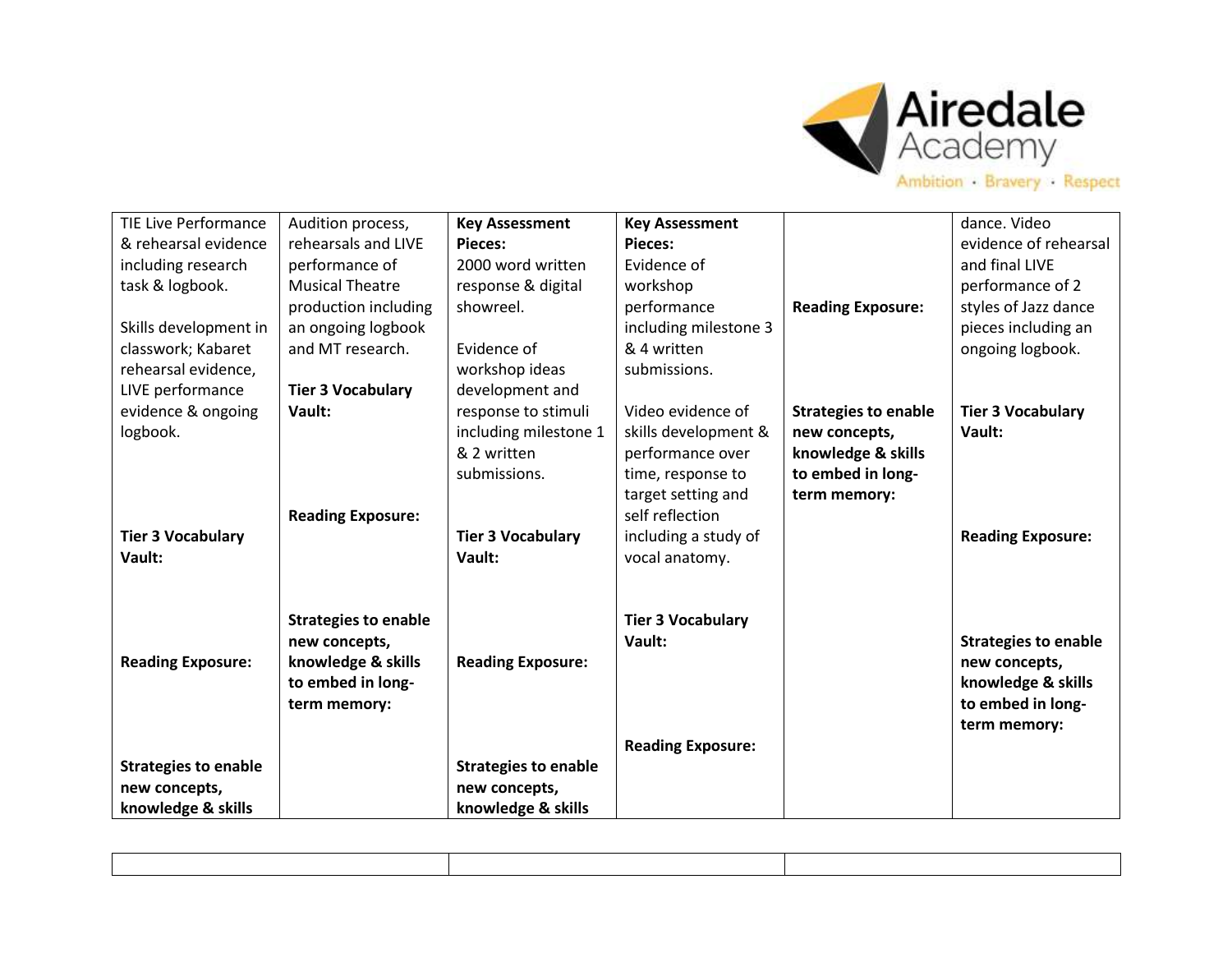| TIE Live Performance & rehearsal evidence including research task & logbook.<br><br>Skills development in classwork; Kabaret rehearsal evidence, LIVE performance evidence & ongoing logbook.<br><br>**Tier 3 Vocabulary Vault:**<br><br>**Reading Exposure:**<br><br>**Strategies to enable new concepts, knowledge & skills** | Audition process, rehearsals and LIVE performance of Musical Theatre production including an ongoing logbook and MT research.<br><br>**Tier 3 Vocabulary Vault:**<br><br>**Reading Exposure:**<br><br>**Strategies to enable new concepts, knowledge & skills to embed in long-term memory:** | **Key Assessment Pieces:**<br>2000 word written response & digital showreel.<br><br>Evidence of workshop ideas development and response to stimuli including milestone 1 & 2 written submissions.<br><br>**Tier 3 Vocabulary Vault:**<br><br>**Reading Exposure:**<br><br>**Strategies to enable new concepts, knowledge & skills** | **Key Assessment Pieces:**<br>Evidence of workshop performance including milestone 3 & 4 written submissions.<br><br>Video evidence of skills development & performance over time, response to target setting and self reflection including a study of vocal anatomy.<br><br>**Tier 3 Vocabulary Vault:**<br><br>**Reading Exposure:** | **Reading Exposure:**<br><br>**Strategies to enable new concepts, knowledge & skills to embed in long-term memory:** | dance. Video evidence of rehearsal and final LIVE performance of 2 styles of Jazz dance pieces including an ongoing logbook.<br><br>**Tier 3 Vocabulary Vault:**<br><br>**Reading Exposure:**<br><br>**Strategies to enable new concepts, knowledge & skills to embed in long-term memory:** |
|---|---|---|---|---|---|

| | | |
|---|---|---|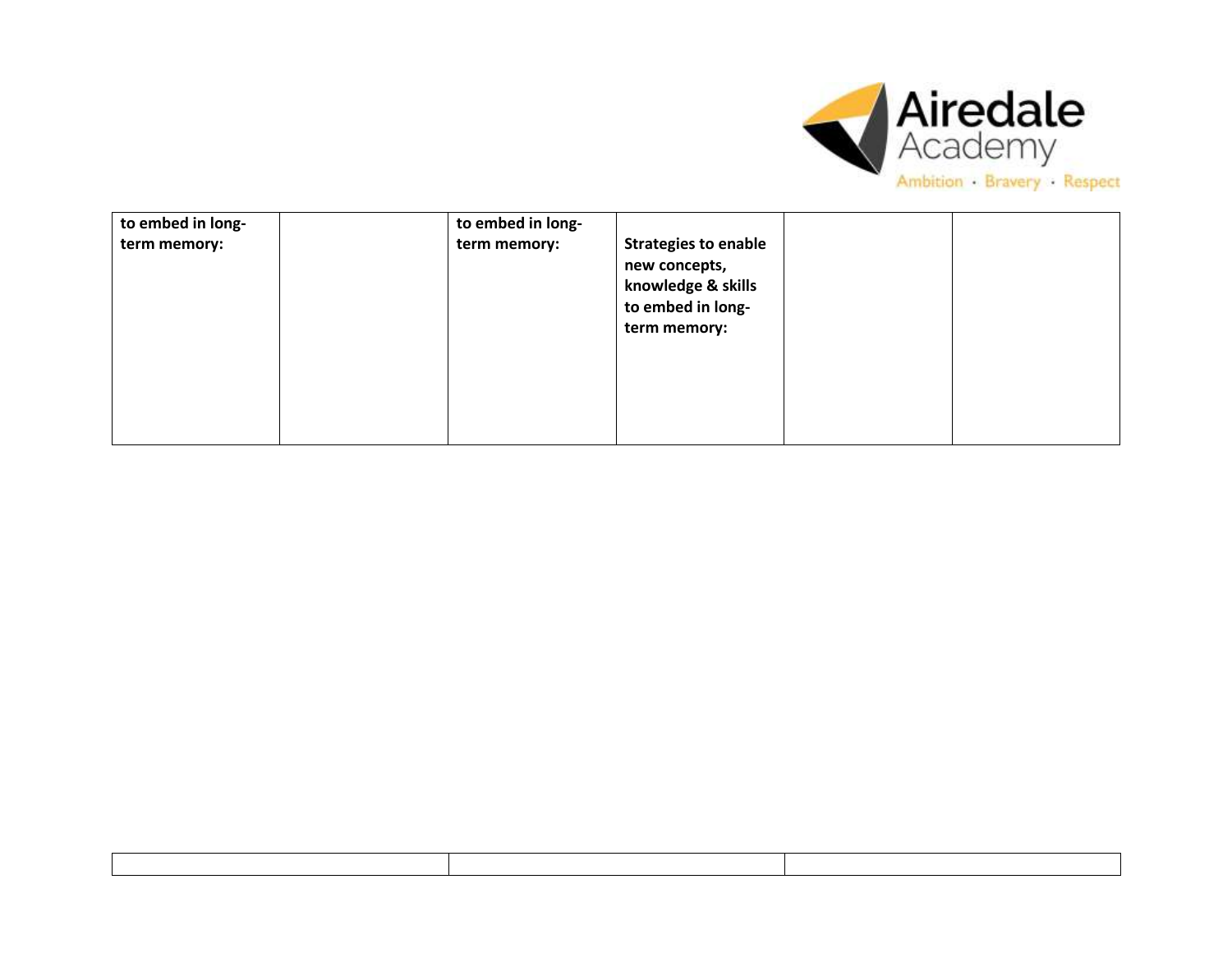| | | | | | |
|---|---|---|---|---|---|
| **to embed in long-term memory:** | | **to embed in long-term memory:** | **Strategies to enable new concepts, knowledge & skills to embed in long-term memory:** | | |

| | | |
|---|---|---|
| | | |